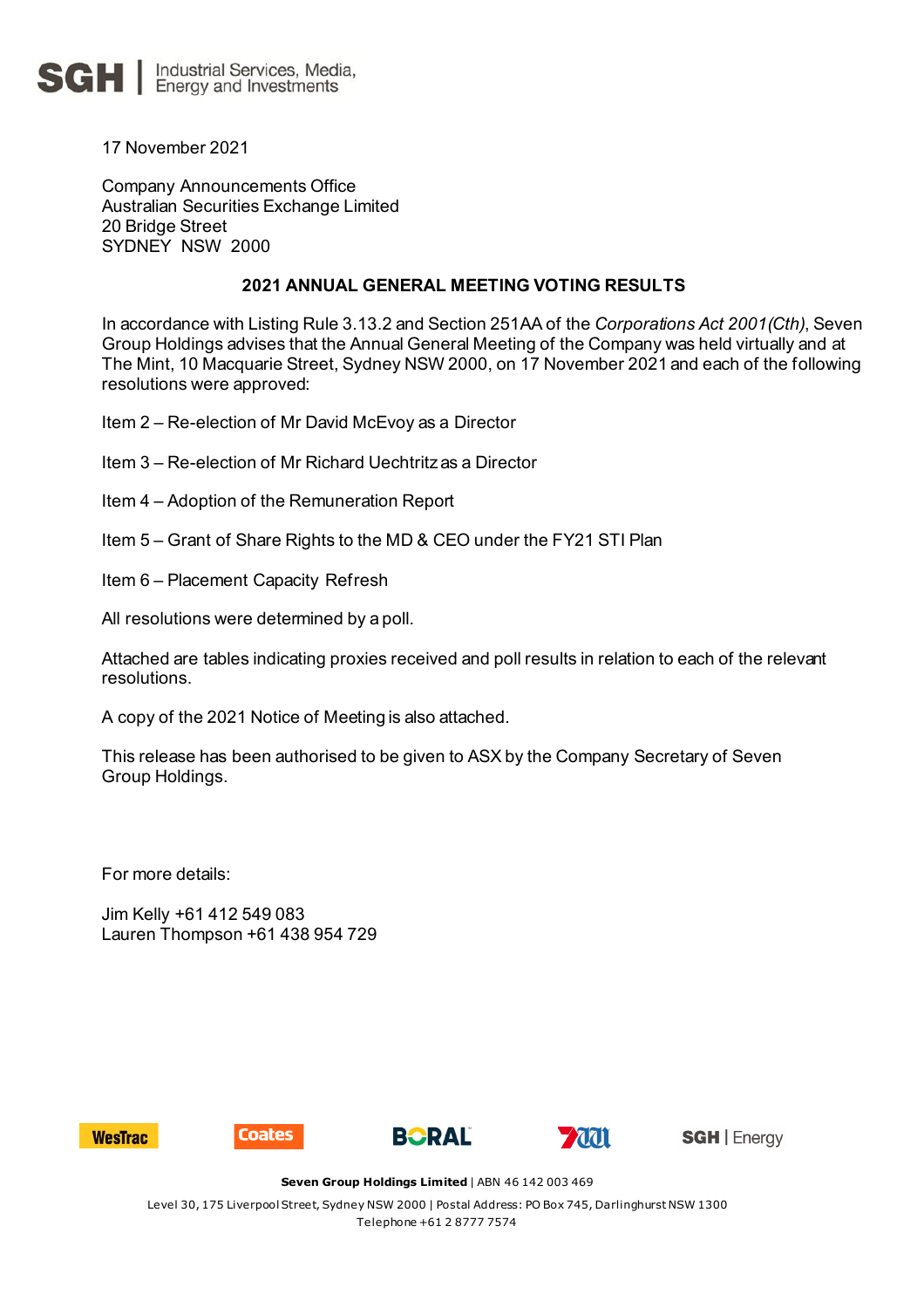SGH | Industrial Services, Media, Energy and Investments

17 November 2021

Company Announcements Office
Australian Securities Exchange Limited
20 Bridge Street
SYDNEY NSW 2000

## 2021 ANNUAL GENERAL MEETING VOTING RESULTS

In accordance with Listing Rule 3.13.2 and Section 251AA of the *Corporations Act 2001(Cth)*, Seven Group Holdings advises that the Annual General Meeting of the Company was held virtually and at The Mint, 10 Macquarie Street, Sydney NSW 2000, on 17 November 2021 and each of the following resolutions were approved:

Item 2 – Re-election of Mr David McEvoy as a Director

Item 3 – Re-election of Mr Richard Uechtritz as a Director

Item 4 – Adoption of the Remuneration Report

Item 5 – Grant of Share Rights to the MD & CEO under the FY21 STI Plan

Item 6 – Placement Capacity Refresh

All resolutions were determined by a poll.

Attached are tables indicating proxies received and poll results in relation to each of the relevant resolutions.

A copy of the 2021 Notice of Meeting is also attached.

This release has been authorised to be given to ASX by the Company Secretary of Seven Group Holdings.

For more details:

Jim Kelly +61 412 549 083
Lauren Thompson +61 438 954 729

WesTrac Coates BORAL 7 SGH | Energy

**Seven Group Holdings Limited** | ABN 46 142 003 469
Level 30, 175 Liverpool Street, Sydney NSW 2000 | Postal Address: PO Box 745, Darlinghurst NSW 1300
Telephone +61 2 8777 7574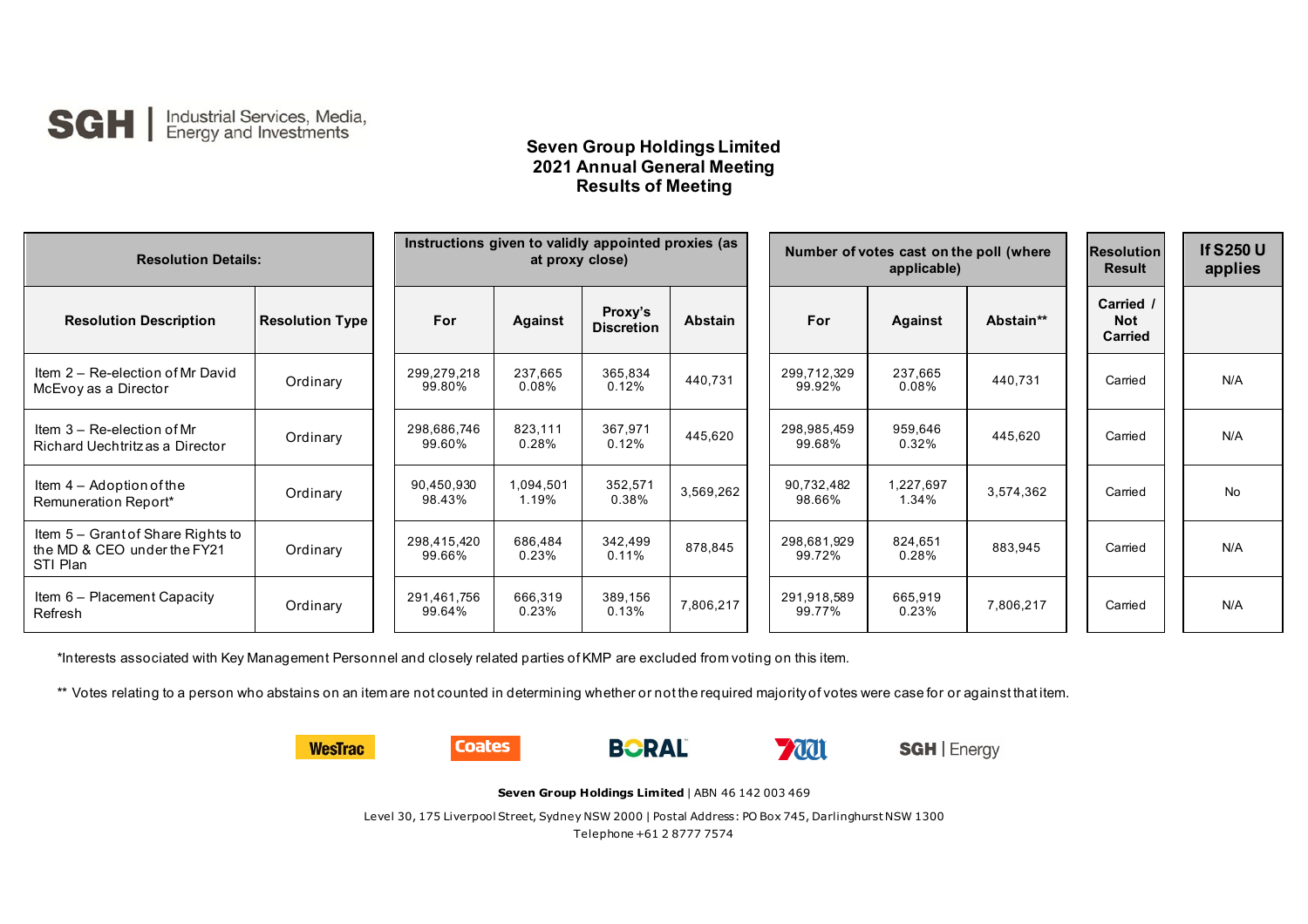SGH | Industrial Services, Media, Energy and Investments

# Seven Group Holdings Limited
## 2021 Annual General Meeting
## Results of Meeting

| Resolution Details: | | Instructions given to validly appointed proxies (as at proxy close) | | | | Number of votes cast on the poll (where applicable) | | | Resolution Result | If S250 U applies |
|---|---|---|---|---|---|---|---|---|---|---|
| **Resolution Description** | **Resolution Type** | **For** | **Against** | **Proxy's Discretion** | **Abstain** | **For** | **Against** | **Abstain\*\*** | **Carried / Not Carried** | |
| Item 2 – Re-election of Mr David McEvoy as a Director | Ordinary | 299,279,218 99.80% | 237,665 0.08% | 365,834 0.12% | 440,731 | 299,712,329 99.92% | 237,665 0.08% | 440,731 | Carried | N/A |
| Item 3 – Re-election of Mr Richard Uechtritz as a Director | Ordinary | 298,686,746 99.60% | 823,111 0.28% | 367,971 0.12% | 445,620 | 298,985,459 99.68% | 959,646 0.32% | 445,620 | Carried | N/A |
| Item 4 – Adoption of the Remuneration Report* | Ordinary | 90,450,930 98.43% | 1,094,501 1.19% | 352,571 0.38% | 3,569,262 | 90,732,482 98.66% | 1,227,697 1.34% | 3,574,362 | Carried | No |
| Item 5 – Grant of Share Rights to the MD & CEO under the FY21 STI Plan | Ordinary | 298,415,420 99.66% | 686,484 0.23% | 342,499 0.11% | 878,845 | 298,681,929 99.72% | 824,651 0.28% | 883,945 | Carried | N/A |
| Item 6 – Placement Capacity Refresh | Ordinary | 291,461,756 99.64% | 666,319 0.23% | 389,156 0.13% | 7,806,217 | 291,918,589 99.77% | 665,919 0.23% | 7,806,217 | Carried | N/A |

*Interests associated with Key Management Personnel and closely related parties of KMP are excluded from voting on this item.

** Votes relating to a person who abstains on an item are not counted in determining whether or not the required majority of votes were case for or against that item.

WesTrac Coates BORAL 7 SGH | Energy

**Seven Group Holdings Limited** | ABN 46 142 003 469

Level 30, 175 Liverpool Street, Sydney NSW 2000 | Postal Address: PO Box 745, Darlinghurst NSW 1300

Telephone +61 2 8777 7574